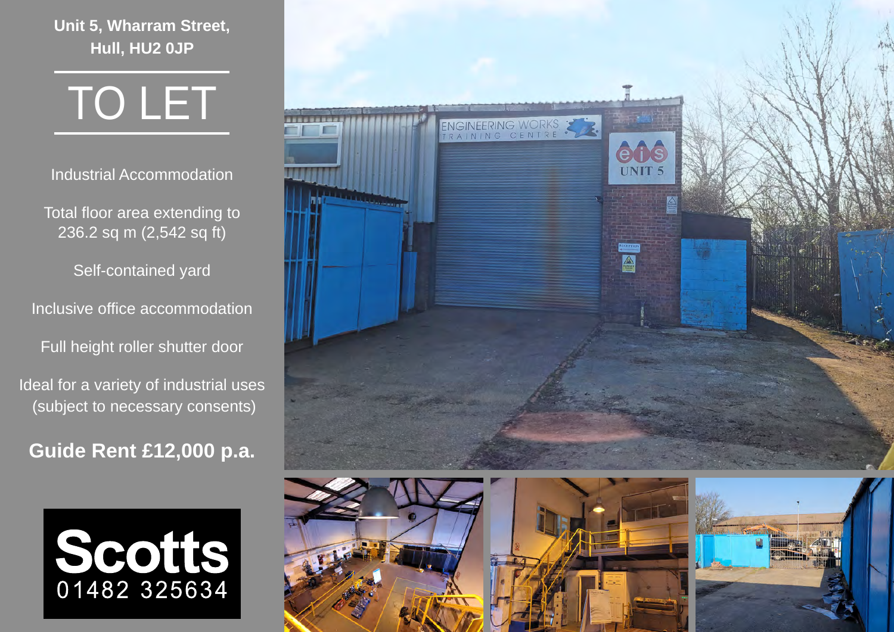**Unit 5, Wharram Street,**
**Hull, HU2 0JP**

# TO LET

Industrial Accommodation

Total floor area extending to 236.2 sq m (2,542 sq ft)

Self-contained yard

Inclusive office accommodation

Full height roller shutter door

Ideal for a variety of industrial uses (subject to necessary consents)

**Guide Rent £12,000 p.a.**

**Scotts**
01482 325634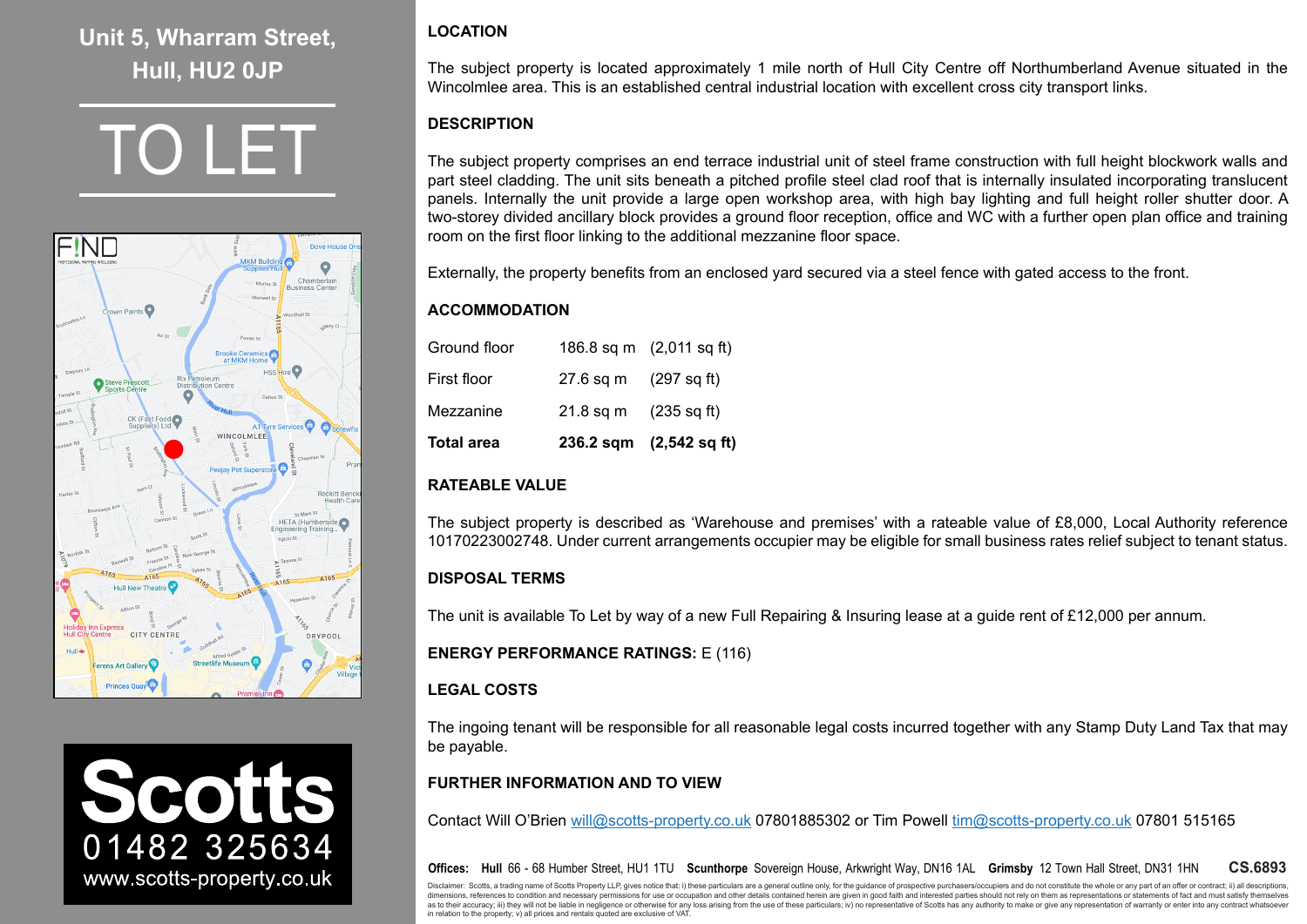# Unit 5, Wharram Street, Hull, HU2 0JP

# TO LET

**Scotts**
01482 325634
www.scotts-property.co.uk

## LOCATION

The subject property is located approximately 1 mile north of Hull City Centre off Northumberland Avenue situated in the Wincolmlee area. This is an established central industrial location with excellent cross city transport links.

## DESCRIPTION

The subject property comprises an end terrace industrial unit of steel frame construction with full height blockwork walls and part steel cladding. The unit sits beneath a pitched profile steel clad roof that is internally insulated incorporating translucent panels. Internally the unit provide a large open workshop area, with high bay lighting and full height roller shutter door. A two-storey divided ancillary block provides a ground floor reception, office and WC with a further open plan office and training room on the first floor linking to the additional mezzanine floor space.

Externally, the property benefits from an enclosed yard secured via a steel fence with gated access to the front.

## ACCOMMODATION

| | | |
|---|---|---|
| Ground floor | 186.8 sq m | (2,011 sq ft) |
| First floor | 27.6 sq m | (297 sq ft) |
| Mezzanine | 21.8 sq m | (235 sq ft) |
| **Total area** | **236.2 sqm** | **(2,542 sq ft)** |

## RATEABLE VALUE

The subject property is described as 'Warehouse and premises' with a rateable value of £8,000, Local Authority reference 10170223002748. Under current arrangements occupier may be eligible for small business rates relief subject to tenant status.

## DISPOSAL TERMS

The unit is available To Let by way of a new Full Repairing & Insuring lease at a guide rent of £12,000 per annum.

## ENERGY PERFORMANCE RATINGS: E (116)

## LEGAL COSTS

The ingoing tenant will be responsible for all reasonable legal costs incurred together with any Stamp Duty Land Tax that may be payable.

## FURTHER INFORMATION AND TO VIEW

Contact Will O'Brien will@scotts-property.co.uk 07801885302 or Tim Powell tim@scotts-property.co.uk 07801 515165

**Offices: Hull** 66 - 68 Humber Street, HU1 1TU **Scunthorpe** Sovereign House, Arkwright Way, DN16 1AL **Grimsby** 12 Town Hall Street, DN31 1HN **CS.6893**

Disclaimer: Scotts, a trading name of Scotts Property LLP, gives notice that: i) these particulars are a general outline only, for the guidance of prospective purchasers/occupiers and do not constitute the whole or any part of an offer or contract; ii) all descriptions, dimensions, references to condition and necessary permissions for use or occupation and other details contained herein are given in good faith and interested parties should not rely on them as representations or statements of fact and must satisfy themselves as to their accuracy; iii) they will not be liable in negligence or otherwise for any loss arising from the use of these particulars; iv) no representative of Scotts has any authority to make or give any representation of warranty or enter into any contract whatsoever in relation to the property; v) all prices and rentals quoted are exclusive of VAT.